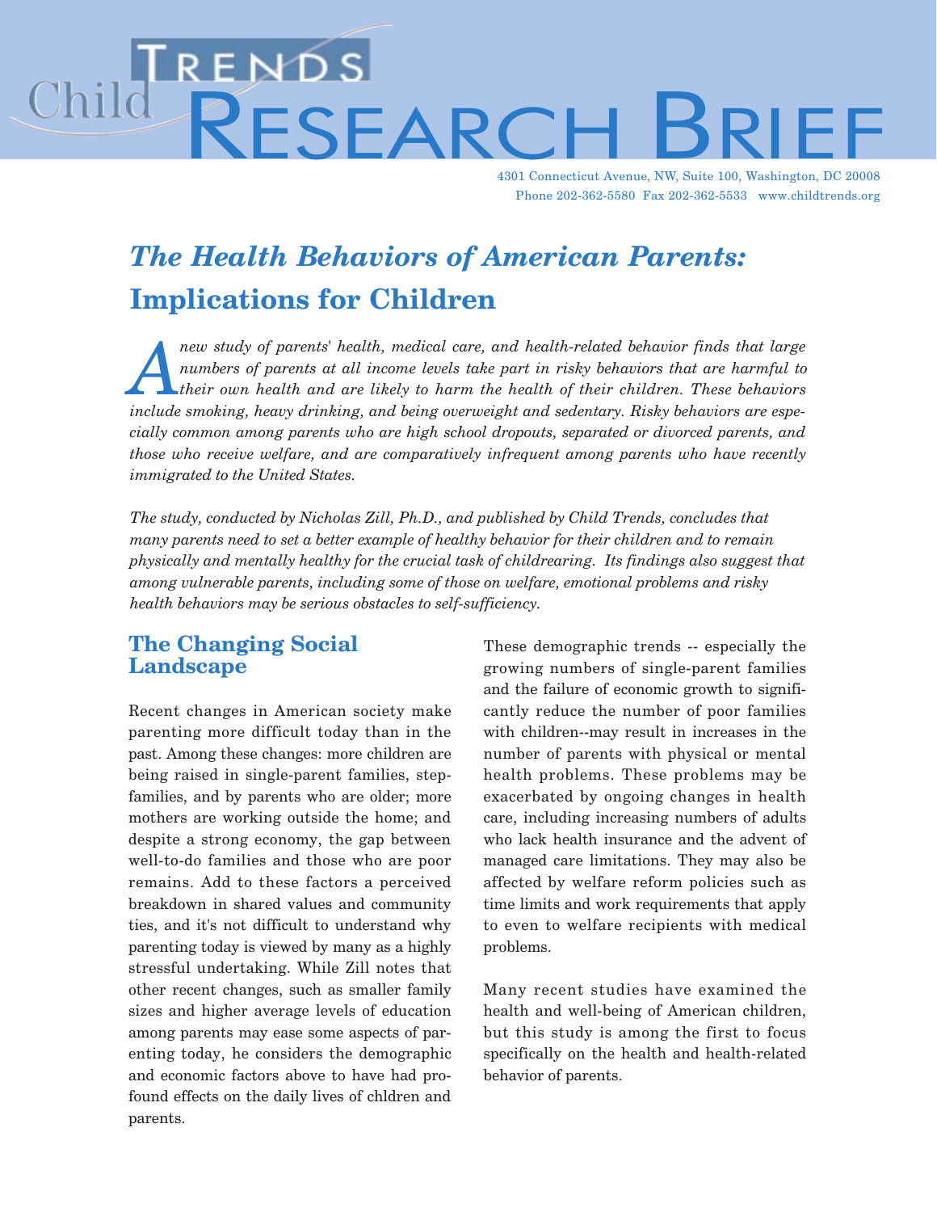# Child Trends Research Brief

4301 Connecticut Avenue, NW, Suite 100, Washington, DC 20008
Phone 202-362-5580 Fax 202-362-5533 www.childtrends.org

## *The Health Behaviors of American Parents:* Implications for Children

*A new study of parents' health, medical care, and health-related behavior finds that large numbers of parents at all income levels take part in risky behaviors that are harmful to their own health and are likely to harm the health of their children. These behaviors include smoking, heavy drinking, and being overweight and sedentary. Risky behaviors are especially common among parents who are high school dropouts, separated or divorced parents, and those who receive welfare, and are comparatively infrequent among parents who have recently immigrated to the United States.*

*The study, conducted by Nicholas Zill, Ph.D., and published by Child Trends, concludes that many parents need to set a better example of healthy behavior for their children and to remain physically and mentally healthy for the crucial task of childrearing. Its findings also suggest that among vulnerable parents, including some of those on welfare, emotional problems and risky health behaviors may be serious obstacles to self-sufficiency.*

### The Changing Social Landscape

Recent changes in American society make parenting more difficult today than in the past. Among these changes: more children are being raised in single-parent families, stepfamilies, and by parents who are older; more mothers are working outside the home; and despite a strong economy, the gap between well-to-do families and those who are poor remains. Add to these factors a perceived breakdown in shared values and community ties, and it's not difficult to understand why parenting today is viewed by many as a highly stressful undertaking. While Zill notes that other recent changes, such as smaller family sizes and higher average levels of education among parents may ease some aspects of parenting today, he considers the demographic and economic factors above to have had profound effects on the daily lives of chldren and parents.

These demographic trends -- especially the growing numbers of single-parent families and the failure of economic growth to significantly reduce the number of poor families with children--may result in increases in the number of parents with physical or mental health problems. These problems may be exacerbated by ongoing changes in health care, including increasing numbers of adults who lack health insurance and the advent of managed care limitations. They may also be affected by welfare reform policies such as time limits and work requirements that apply to even to welfare recipients with medical problems.

Many recent studies have examined the health and well-being of American children, but this study is among the first to focus specifically on the health and health-related behavior of parents.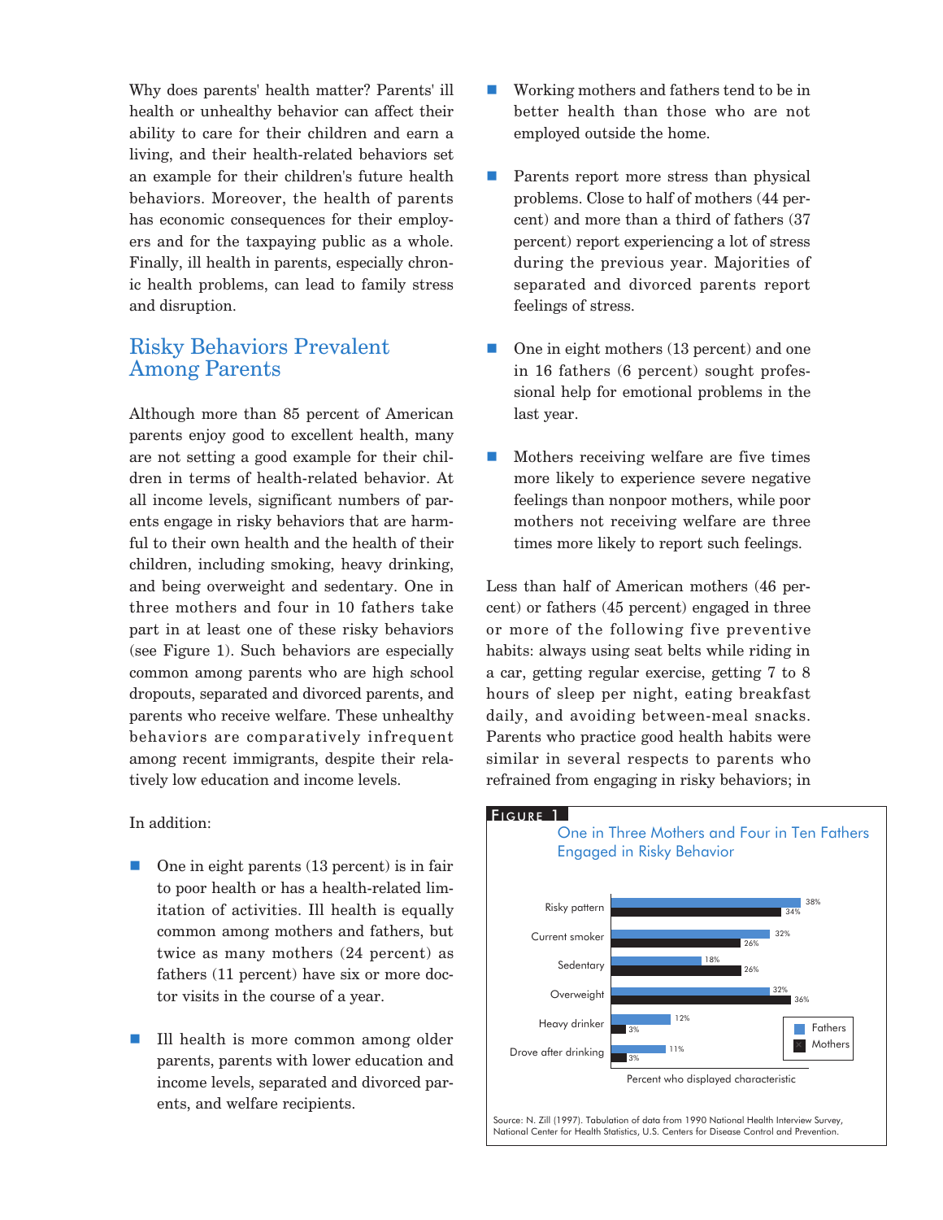Why does parents' health matter? Parents' ill health or unhealthy behavior can affect their ability to care for their children and earn a living, and their health-related behaviors set an example for their children's future health behaviors. Moreover, the health of parents has economic consequences for their employers and for the taxpaying public as a whole. Finally, ill health in parents, especially chronic health problems, can lead to family stress and disruption.

## Risky Behaviors Prevalent Among Parents

Although more than 85 percent of American parents enjoy good to excellent health, many are not setting a good example for their children in terms of health-related behavior. At all income levels, significant numbers of parents engage in risky behaviors that are harmful to their own health and the health of their children, including smoking, heavy drinking, and being overweight and sedentary. One in three mothers and four in 10 fathers take part in at least one of these risky behaviors (see Figure 1). Such behaviors are especially common among parents who are high school dropouts, separated and divorced parents, and parents who receive welfare. These unhealthy behaviors are comparatively infrequent among recent immigrants, despite their relatively low education and income levels.

In addition:

- One in eight parents (13 percent) is in fair to poor health or has a health-related limitation of activities. Ill health is equally common among mothers and fathers, but twice as many mothers (24 percent) as fathers (11 percent) have six or more doctor visits in the course of a year.
- Ill health is more common among older parents, parents with lower education and income levels, separated and divorced parents, and welfare recipients.
- Working mothers and fathers tend to be in better health than those who are not employed outside the home.
- Parents report more stress than physical problems. Close to half of mothers (44 percent) and more than a third of fathers (37 percent) report experiencing a lot of stress during the previous year. Majorities of separated and divorced parents report feelings of stress.
- One in eight mothers (13 percent) and one in 16 fathers (6 percent) sought professional help for emotional problems in the last year.
- Mothers receiving welfare are five times more likely to experience severe negative feelings than nonpoor mothers, while poor mothers not receiving welfare are three times more likely to report such feelings.

Less than half of American mothers (46 percent) or fathers (45 percent) engaged in three or more of the following five preventive habits: always using seat belts while riding in a car, getting regular exercise, getting 7 to 8 hours of sleep per night, eating breakfast daily, and avoiding between-meal snacks. Parents who practice good health habits were similar in several respects to parents who refrained from engaging in risky behaviors; in

**FIGURE 1**

**One in Three Mothers and Four in Ten Fathers Engaged in Risky Behavior**

| Percent who displayed characteristic | Fathers | Mothers |
|---|---|---|
| Risky pattern | 38% | 34% |
| Current smoker | 32% | 26% |
| Sedentary | 18% | 26% |
| Overweight | 32% | 36% |
| Heavy drinker | 12% | 3% |
| Drove after drinking | 11% | 3% |

Source: N. Zill (1997). Tabulation of data from 1990 National Health Interview Survey, National Center for Health Statistics, U.S. Centers for Disease Control and Prevention.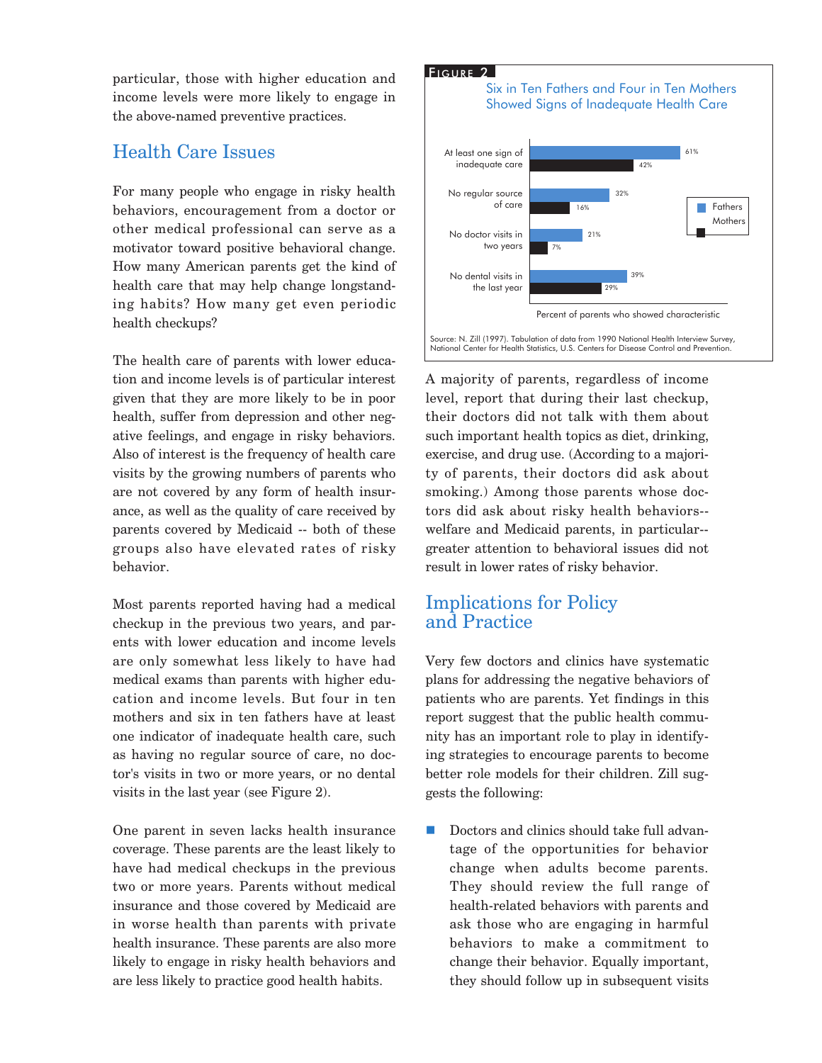particular, those with higher education and income levels were more likely to engage in the above-named preventive practices.

## Health Care Issues

For many people who engage in risky health behaviors, encouragement from a doctor or other medical professional can serve as a motivator toward positive behavioral change. How many American parents get the kind of health care that may help change longstanding habits? How many get even periodic health checkups?

The health care of parents with lower education and income levels is of particular interest given that they are more likely to be in poor health, suffer from depression and other negative feelings, and engage in risky behaviors. Also of interest is the frequency of health care visits by the growing numbers of parents who are not covered by any form of health insurance, as well as the quality of care received by parents covered by Medicaid -- both of these groups also have elevated rates of risky behavior.

Most parents reported having had a medical checkup in the previous two years, and parents with lower education and income levels are only somewhat less likely to have had medical exams than parents with higher education and income levels. But four in ten mothers and six in ten fathers have at least one indicator of inadequate health care, such as having no regular source of care, no doctor's visits in two or more years, or no dental visits in the last year (see Figure 2).

One parent in seven lacks health insurance coverage. These parents are the least likely to have had medical checkups in the previous two or more years. Parents without medical insurance and those covered by Medicaid are in worse health than parents with private health insurance. These parents are also more likely to engage in risky health behaviors and are less likely to practice good health habits.

**FIGURE 2**

**Six in Ten Fathers and Four in Ten Mothers Showed Signs of Inadequate Health Care**

| Percent of parents who showed characteristic | Fathers | Mothers |
|---|---|---|
| At least one sign of inadequate care | 61% | 42% |
| No regular source of care | 32% | 16% |
| No doctor visits in two years | 21% | 7% |
| No dental visits in the last year | 39% | 29% |

Source: N. Zill (1997). Tabulation of data from 1990 National Health Interview Survey, National Center for Health Statistics, U.S. Centers for Disease Control and Prevention.

A majority of parents, regardless of income level, report that during their last checkup, their doctors did not talk with them about such important health topics as diet, drinking, exercise, and drug use. (According to a majority of parents, their doctors did ask about smoking.) Among those parents whose doctors did ask about risky health behaviors--welfare and Medicaid parents, in particular--greater attention to behavioral issues did not result in lower rates of risky behavior.

## Implications for Policy and Practice

Very few doctors and clinics have systematic plans for addressing the negative behaviors of patients who are parents. Yet findings in this report suggest that the public health community has an important role to play in identifying strategies to encourage parents to become better role models for their children. Zill suggests the following:

- Doctors and clinics should take full advantage of the opportunities for behavior change when adults become parents. They should review the full range of health-related behaviors with parents and ask those who are engaging in harmful behaviors to make a commitment to change their behavior. Equally important, they should follow up in subsequent visits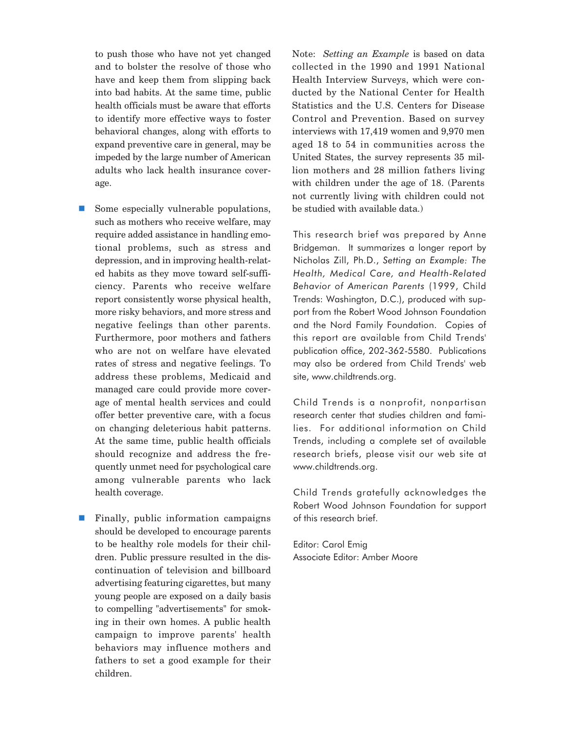to push those who have not yet changed and to bolster the resolve of those who have and keep them from slipping back into bad habits. At the same time, public health officials must be aware that efforts to identify more effective ways to foster behavioral changes, along with efforts to expand preventive care in general, may be impeded by the large number of American adults who lack health insurance coverage.

- Some especially vulnerable populations, such as mothers who receive welfare, may require added assistance in handling emotional problems, such as stress and depression, and in improving health-related habits as they move toward self-sufficiency. Parents who receive welfare report consistently worse physical health, more risky behaviors, and more stress and negative feelings than other parents. Furthermore, poor mothers and fathers who are not on welfare have elevated rates of stress and negative feelings. To address these problems, Medicaid and managed care could provide more coverage of mental health services and could offer better preventive care, with a focus on changing deleterious habit patterns. At the same time, public health officials should recognize and address the frequently unmet need for psychological care among vulnerable parents who lack health coverage.

- Finally, public information campaigns should be developed to encourage parents to be healthy role models for their children. Public pressure resulted in the discontinuation of television and billboard advertising featuring cigarettes, but many young people are exposed on a daily basis to compelling "advertisements" for smoking in their own homes. A public health campaign to improve parents' health behaviors may influence mothers and fathers to set a good example for their children.

Note: *Setting an Example* is based on data collected in the 1990 and 1991 National Health Interview Surveys, which were conducted by the National Center for Health Statistics and the U.S. Centers for Disease Control and Prevention. Based on survey interviews with 17,419 women and 9,970 men aged 18 to 54 in communities across the United States, the survey represents 35 million mothers and 28 million fathers living with children under the age of 18. (Parents not currently living with children could not be studied with available data.)

This research brief was prepared by Anne Bridgeman. It summarizes a longer report by Nicholas Zill, Ph.D., *Setting an Example: The Health, Medical Care, and Health-Related Behavior of American Parents* (1999, Child Trends: Washington, D.C.), produced with support from the Robert Wood Johnson Foundation and the Nord Family Foundation. Copies of this report are available from Child Trends' publication office, 202-362-5580. Publications may also be ordered from Child Trends' web site, www.childtrends.org.

Child Trends is a nonprofit, nonpartisan research center that studies children and families. For additional information on Child Trends, including a complete set of available research briefs, please visit our web site at www.childtrends.org.

Child Trends gratefully acknowledges the Robert Wood Johnson Foundation for support of this research brief.

Editor: Carol Emig
Associate Editor: Amber Moore